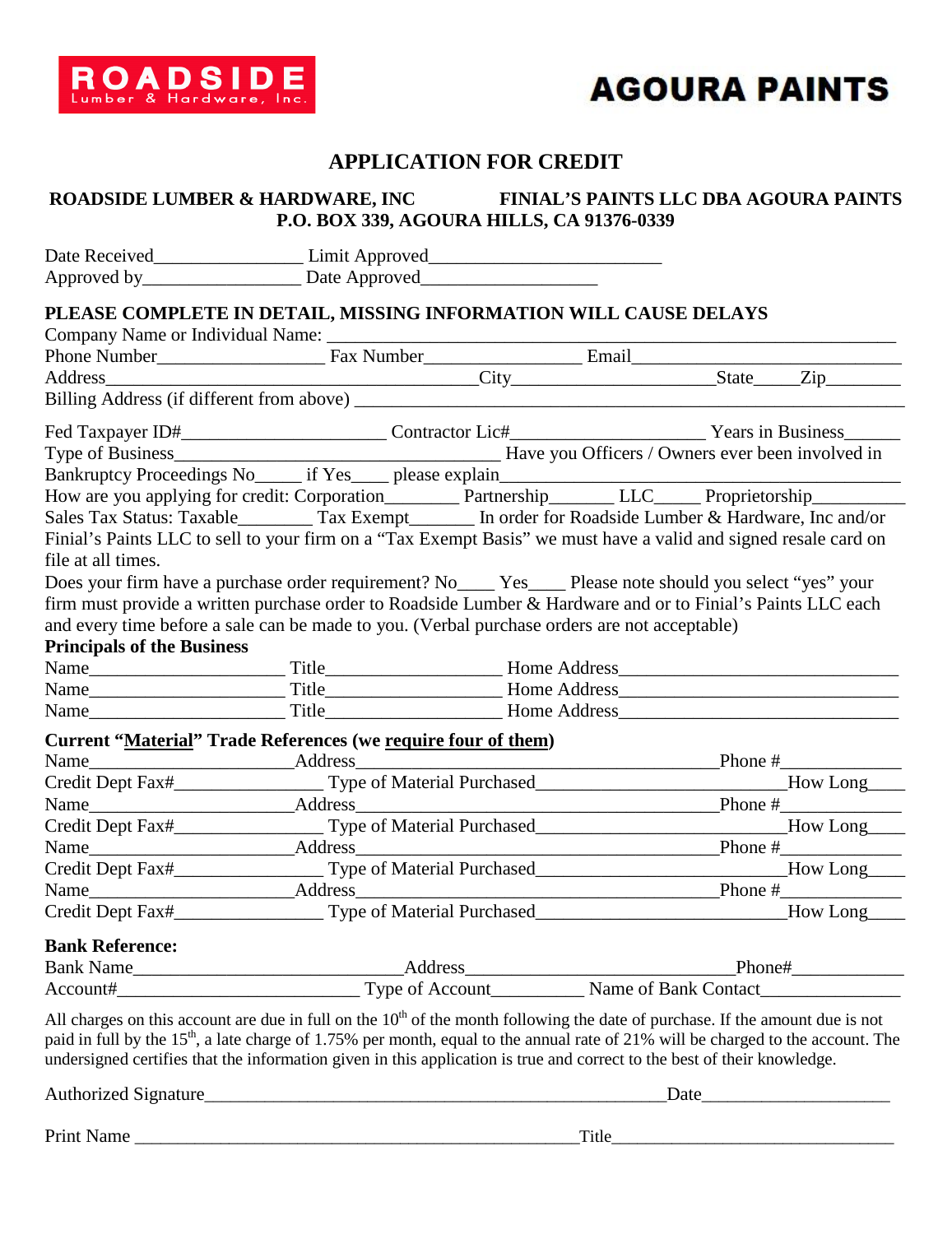ROADSIDE Lumber & Hardware, Inc.

AGOURA PAINTS

# APPLICATION FOR CREDIT

**ROADSIDE LUMBER & HARDWARE, INC  FINIAL'S PAINTS LLC DBA AGOURA PAINTS**
**P.O. BOX 339, AGOURA HILLS, CA 91376-0339**

Date Received________________ Limit Approved_________________________
Approved by_________________ Date Approved___________________

**PLEASE COMPLETE IN DETAIL, MISSING INFORMATION WILL CAUSE DELAYS**

Company Name or Individual Name: ____________________________________________________________
Phone Number__________________ Fax Number_________________ Email____________________________
Address_________________________________________City______________________State_____Zip________
Billing Address (if different from above) _________________________________________________________

Fed Taxpayer ID#______________________ Contractor Lic#____________________ Years in Business______
Type of Business___________________________________ Have you Officers / Owners ever been involved in
Bankruptcy Proceedings No_____ if Yes____ please explain_____________________________________________
How are you applying for credit: Corporation________ Partnership_______ LLC_____ Proprietorship__________
Sales Tax Status: Taxable________ Tax Exempt_______ In order for Roadside Lumber & Hardware, Inc and/or Finial's Paints LLC to sell to your firm on a "Tax Exempt Basis" we must have a valid and signed resale card on file at all times.

Does your firm have a purchase order requirement? No____ Yes____ Please note should you select "yes" your firm must provide a written purchase order to Roadside Lumber & Hardware and or to Finial's Paints LLC each and every time before a sale can be made to you. (Verbal purchase orders are not acceptable)

**Principals of the Business**

Name_____________________ Title__________________ Home Address______________________________
Name_____________________ Title__________________ Home Address______________________________
Name_____________________ Title__________________ Home Address______________________________

**Current "Material" Trade References (we require four of them)**

Name______________________Address________________________________________Phone #_____________
Credit Dept Fax#________________ Type of Material Purchased__________________________How Long____
Name______________________Address________________________________________Phone #_____________
Credit Dept Fax#________________ Type of Material Purchased__________________________How Long____
Name______________________Address________________________________________Phone #_____________
Credit Dept Fax#________________ Type of Material Purchased__________________________How Long____
Name______________________Address________________________________________Phone #_____________
Credit Dept Fax#________________ Type of Material Purchased__________________________How Long____

**Bank Reference:**

Bank Name_____________________________Address____________________________Phone#____________
Account#__________________________ Type of Account__________ Name of Bank Contact_______________

All charges on this account are due in full on the 10th of the month following the date of purchase. If the amount due is not paid in full by the 15th, a late charge of 1.75% per month, equal to the annual rate of 21% will be charged to the account. The undersigned certifies that the information given in this application is true and correct to the best of their knowledge.

Authorized Signature____________________________________________________Date____________________

Print Name __________________________________________________Title________________________________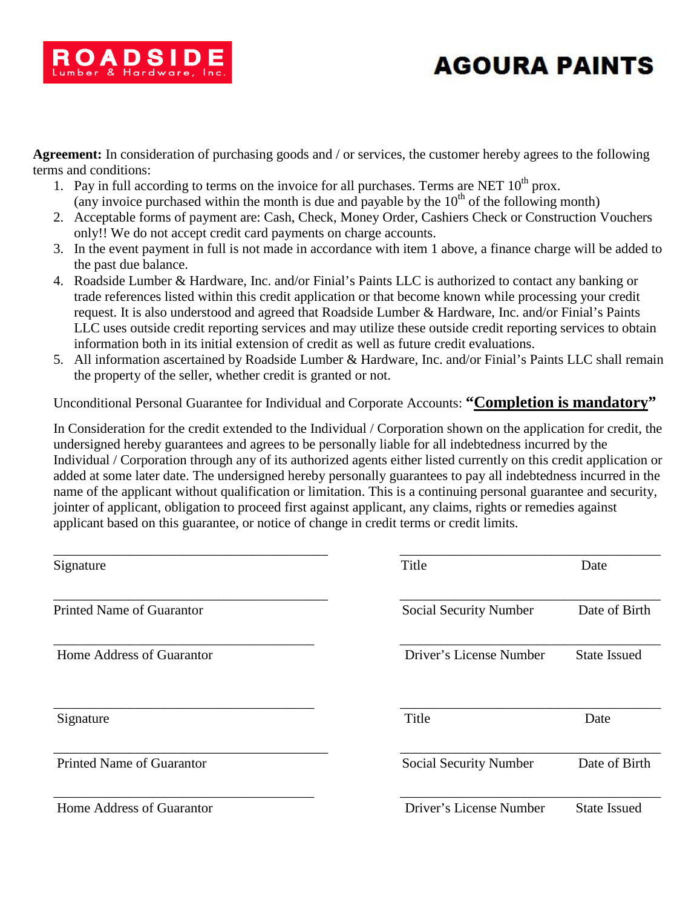**ROADSIDE** Lumber & Hardware, Inc. **AGOURA PAINTS**

**Agreement:** In consideration of purchasing goods and / or services, the customer hereby agrees to the following terms and conditions:

1. Pay in full according to terms on the invoice for all purchases. Terms are NET 10th prox. (any invoice purchased within the month is due and payable by the 10th of the following month)
2. Acceptable forms of payment are: Cash, Check, Money Order, Cashiers Check or Construction Vouchers only!! We do not accept credit card payments on charge accounts.
3. In the event payment in full is not made in accordance with item 1 above, a finance charge will be added to the past due balance.
4. Roadside Lumber & Hardware, Inc. and/or Finial's Paints LLC is authorized to contact any banking or trade references listed within this credit application or that become known while processing your credit request. It is also understood and agreed that Roadside Lumber & Hardware, Inc. and/or Finial's Paints LLC uses outside credit reporting services and may utilize these outside credit reporting services to obtain information both in its initial extension of credit as well as future credit evaluations.
5. All information ascertained by Roadside Lumber & Hardware, Inc. and/or Finial's Paints LLC shall remain the property of the seller, whether credit is granted or not.

Unconditional Personal Guarantee for Individual and Corporate Accounts: **"Completion is mandatory"**

In Consideration for the credit extended to the Individual / Corporation shown on the application for credit, the undersigned hereby guarantees and agrees to be personally liable for all indebtedness incurred by the Individual / Corporation through any of its authorized agents either listed currently on this credit application or added at some later date. The undersigned hereby personally guarantees to pay all indebtedness incurred in the name of the applicant without qualification or limitation. This is a continuing personal guarantee and security, jointer of applicant, obligation to proceed first against applicant, any claims, rights or remedies against applicant based on this guarantee, or notice of change in credit terms or credit limits.

| | |
|---|---|
| Signature | Title Date |
| Printed Name of Guarantor | Social Security Number Date of Birth |
| Home Address of Guarantor | Driver's License Number State Issued |
| Signature | Title Date |
| Printed Name of Guarantor | Social Security Number Date of Birth |
| Home Address of Guarantor | Driver's License Number State Issued |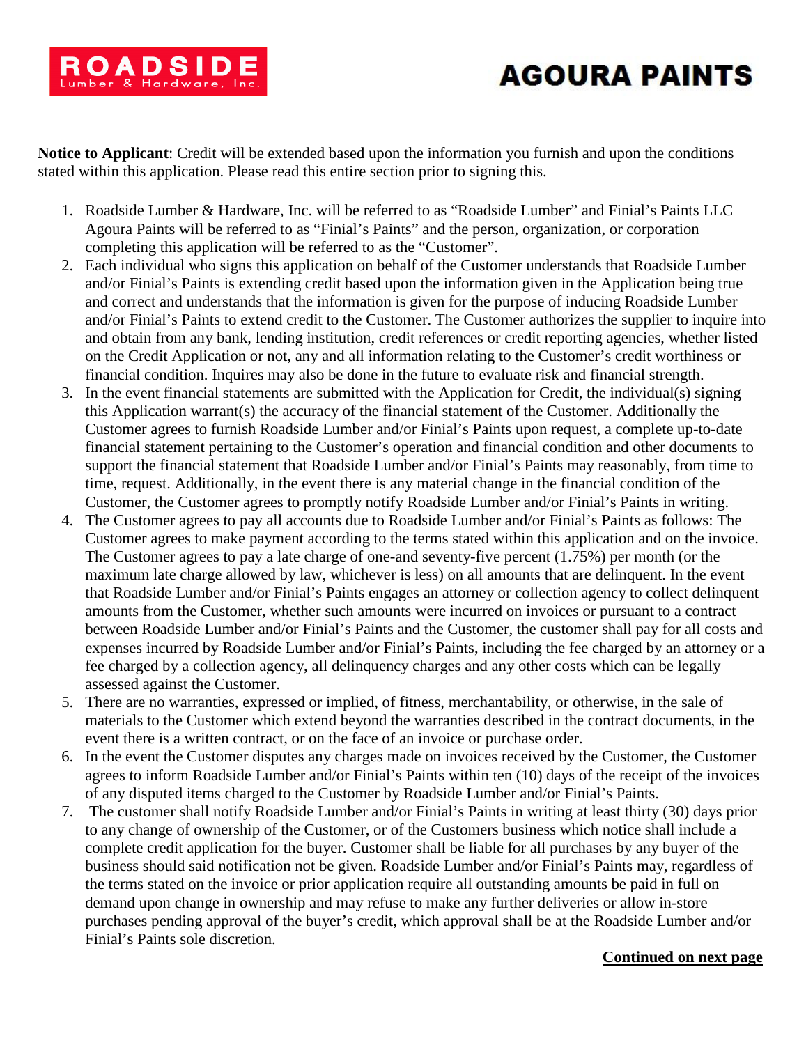**ROADSIDE**
Lumber & Hardware, Inc.

**AGOURA PAINTS**

**Notice to Applicant**: Credit will be extended based upon the information you furnish and upon the conditions stated within this application. Please read this entire section prior to signing this.

1. Roadside Lumber & Hardware, Inc. will be referred to as "Roadside Lumber" and Finial's Paints LLC Agoura Paints will be referred to as "Finial's Paints" and the person, organization, or corporation completing this application will be referred to as the "Customer".
2. Each individual who signs this application on behalf of the Customer understands that Roadside Lumber and/or Finial's Paints is extending credit based upon the information given in the Application being true and correct and understands that the information is given for the purpose of inducing Roadside Lumber and/or Finial's Paints to extend credit to the Customer. The Customer authorizes the supplier to inquire into and obtain from any bank, lending institution, credit references or credit reporting agencies, whether listed on the Credit Application or not, any and all information relating to the Customer's credit worthiness or financial condition. Inquires may also be done in the future to evaluate risk and financial strength.
3. In the event financial statements are submitted with the Application for Credit, the individual(s) signing this Application warrant(s) the accuracy of the financial statement of the Customer. Additionally the Customer agrees to furnish Roadside Lumber and/or Finial's Paints upon request, a complete up-to-date financial statement pertaining to the Customer's operation and financial condition and other documents to support the financial statement that Roadside Lumber and/or Finial's Paints may reasonably, from time to time, request. Additionally, in the event there is any material change in the financial condition of the Customer, the Customer agrees to promptly notify Roadside Lumber and/or Finial's Paints in writing.
4. The Customer agrees to pay all accounts due to Roadside Lumber and/or Finial's Paints as follows: The Customer agrees to make payment according to the terms stated within this application and on the invoice. The Customer agrees to pay a late charge of one-and seventy-five percent (1.75%) per month (or the maximum late charge allowed by law, whichever is less) on all amounts that are delinquent. In the event that Roadside Lumber and/or Finial's Paints engages an attorney or collection agency to collect delinquent amounts from the Customer, whether such amounts were incurred on invoices or pursuant to a contract between Roadside Lumber and/or Finial's Paints and the Customer, the customer shall pay for all costs and expenses incurred by Roadside Lumber and/or Finial's Paints, including the fee charged by an attorney or a fee charged by a collection agency, all delinquency charges and any other costs which can be legally assessed against the Customer.
5. There are no warranties, expressed or implied, of fitness, merchantability, or otherwise, in the sale of materials to the Customer which extend beyond the warranties described in the contract documents, in the event there is a written contract, or on the face of an invoice or purchase order.
6. In the event the Customer disputes any charges made on invoices received by the Customer, the Customer agrees to inform Roadside Lumber and/or Finial's Paints within ten (10) days of the receipt of the invoices of any disputed items charged to the Customer by Roadside Lumber and/or Finial's Paints.
7. The customer shall notify Roadside Lumber and/or Finial's Paints in writing at least thirty (30) days prior to any change of ownership of the Customer, or of the Customers business which notice shall include a complete credit application for the buyer. Customer shall be liable for all purchases by any buyer of the business should said notification not be given. Roadside Lumber and/or Finial's Paints may, regardless of the terms stated on the invoice or prior application require all outstanding amounts be paid in full on demand upon change in ownership and may refuse to make any further deliveries or allow in-store purchases pending approval of the buyer's credit, which approval shall be at the Roadside Lumber and/or Finial's Paints sole discretion.

**Continued on next page**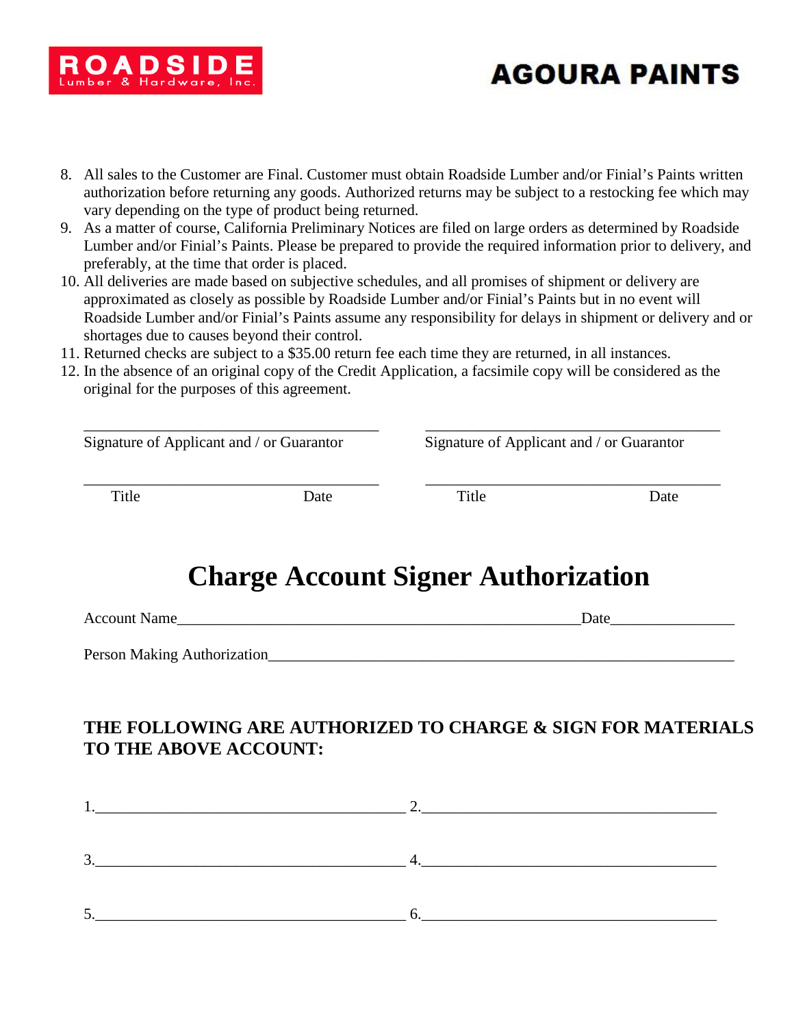ROADSIDE Lumber & Hardware, Inc.

AGOURA PAINTS

8. All sales to the Customer are Final. Customer must obtain Roadside Lumber and/or Finial's Paints written authorization before returning any goods. Authorized returns may be subject to a restocking fee which may vary depending on the type of product being returned.
9. As a matter of course, California Preliminary Notices are filed on large orders as determined by Roadside Lumber and/or Finial's Paints. Please be prepared to provide the required information prior to delivery, and preferably, at the time that order is placed.
10. All deliveries are made based on subjective schedules, and all promises of shipment or delivery are approximated as closely as possible by Roadside Lumber and/or Finial's Paints but in no event will Roadside Lumber and/or Finial's Paints assume any responsibility for delays in shipment or delivery and or shortages due to causes beyond their control.
11. Returned checks are subject to a $35.00 return fee each time they are returned, in all instances.
12. In the absence of an original copy of the Credit Application, a facsimile copy will be considered as the original for the purposes of this agreement.

_______________________________________ _______________________________________
Signature of Applicant and / or Guarantor Signature of Applicant and / or Guarantor

_______________________________________ _______________________________________
Title Date Title Date

# Charge Account Signer Authorization

Account Name_____________________________________________________Date________________

Person Making Authorization______________________________________________________________

**THE FOLLOWING ARE AUTHORIZED TO CHARGE & SIGN FOR MATERIALS TO THE ABOVE ACCOUNT:**

1.________________________________________ 2.______________________________________

3.________________________________________ 4.______________________________________

5.________________________________________ 6.______________________________________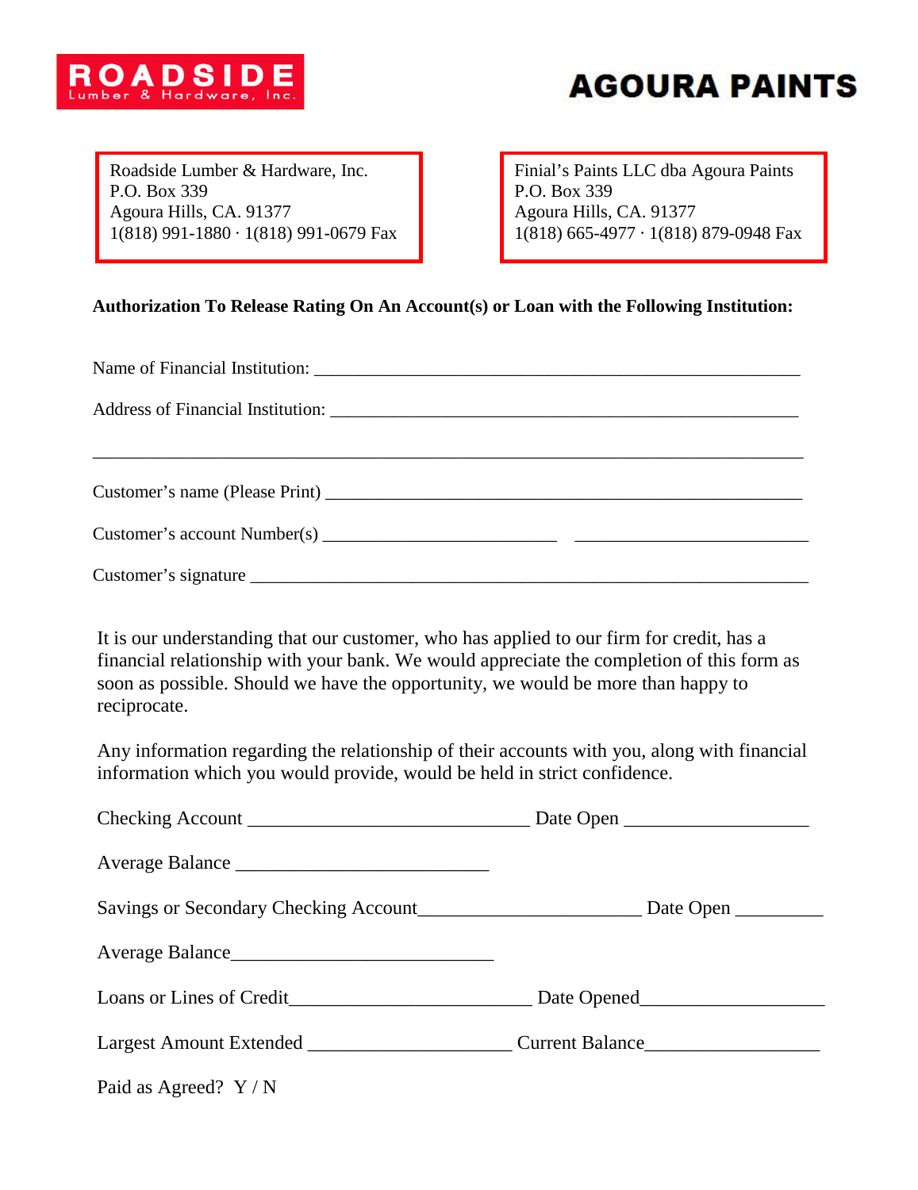**ROADSIDE**
Lumber & Hardware, Inc.

**AGOURA PAINTS**

Roadside Lumber & Hardware, Inc.
P.O. Box 339
Agoura Hills, CA. 91377
1(818) 991-1880 · 1(818) 991-0679 Fax

Finial's Paints LLC dba Agoura Paints
P.O. Box 339
Agoura Hills, CA. 91377
1(818) 665-4977 · 1(818) 879-0948 Fax

**Authorization To Release Rating On An Account(s) or Loan with the Following Institution:**

Name of Financial Institution: _______________________________________________________

Address of Financial Institution: _____________________________________________________

_____________________________________________________________________________

Customer's name (Please Print) ______________________________________________________

Customer's account Number(s) __________________________ __________________________

Customer's signature _____________________________________________________________

It is our understanding that our customer, who has applied to our firm for credit, has a financial relationship with your bank. We would appreciate the completion of this form as soon as possible. Should we have the opportunity, we would be more than happy to reciprocate.

Any information regarding the relationship of their accounts with you, along with financial information which you would provide, would be held in strict confidence.

Checking Account _______________________________ Date Open ____________________

Average Balance ____________________________

Savings or Secondary Checking Account________________________ Date Open _________

Average Balance_____________________________

Loans or Lines of Credit__________________________ Date Opened____________________

Largest Amount Extended ______________________ Current Balance__________________

Paid as Agreed? Y / N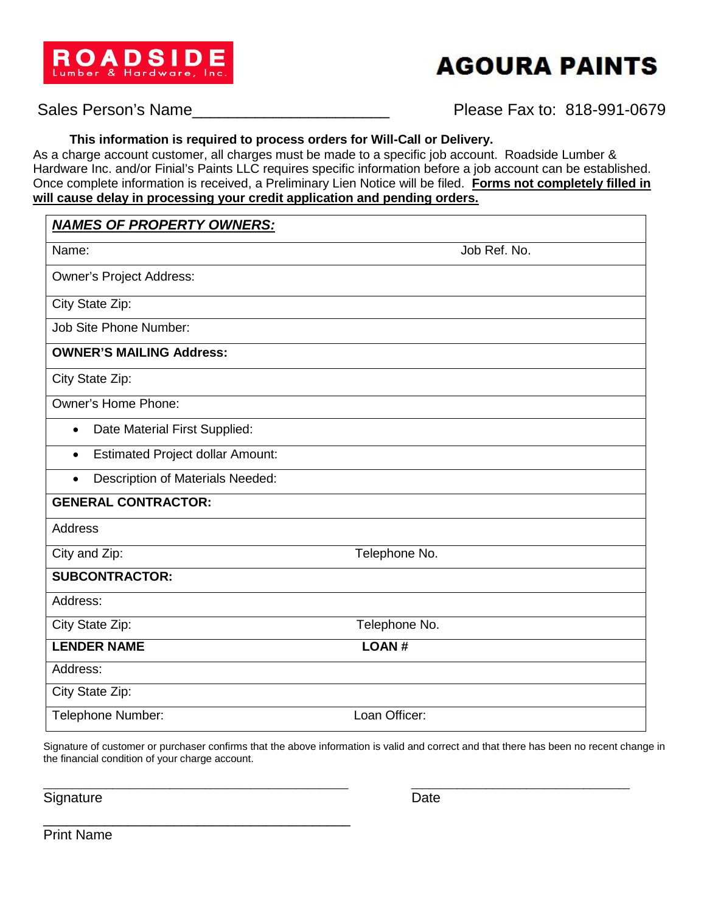**ROADSIDE**
Lumber & Hardware, Inc.

**AGOURA PAINTS**

Sales Person's Name_____________________ Please Fax to: 818-991-0679

**This information is required to process orders for Will-Call or Delivery.**

As a charge account customer, all charges must be made to a specific job account. Roadside Lumber & Hardware Inc. and/or Finial's Paints LLC requires specific information before a job account can be established. Once complete information is received, a Preliminary Lien Notice will be filed. **Forms not completely filled in will cause delay in processing your credit application and pending orders.**

| | |
|---|---|
| ***NAMES OF PROPERTY OWNERS:*** | |
| Name: | Job Ref. No. |
| Owner's Project Address: | |
| City State Zip: | |
| Job Site Phone Number: | |
| **OWNER'S MAILING Address:** | |
| City State Zip: | |
| Owner's Home Phone: | |
| • Date Material First Supplied: | |
| • Estimated Project dollar Amount: | |
| • Description of Materials Needed: | |
| **GENERAL CONTRACTOR:** | |
| Address | |
| City and Zip: | Telephone No. |
| **SUBCONTRACTOR:** | |
| Address: | |
| City State Zip: | Telephone No. |
| **LENDER NAME** | **LOAN #** |
| Address: | |
| City State Zip: | |
| Telephone Number: | Loan Officer: |

Signature of customer or purchaser confirms that the above information is valid and correct and that there has been no recent change in the financial condition of your charge account.

_____________________________________ _____________________________

Signature Date

_____________________________________

Print Name